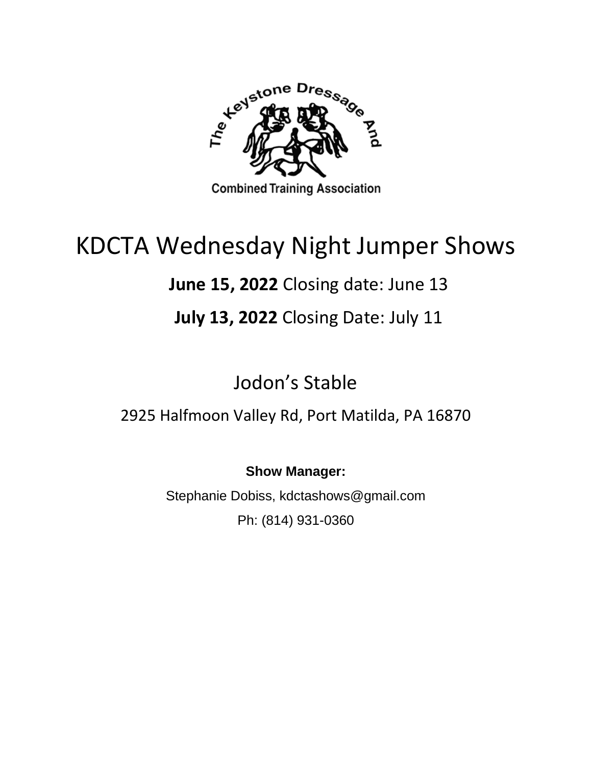The Keystone Dressage And Combined Training Association

# KDCTA Wednesday Night Jumper Shows

**June 15, 2022** Closing date: June 13

**July 13, 2022** Closing Date: July 11

## Jodon's Stable

2925 Halfmoon Valley Rd, Port Matilda, PA 16870

**Show Manager:**

Stephanie Dobiss, kdctashows@gmail.com

Ph: (814) 931-0360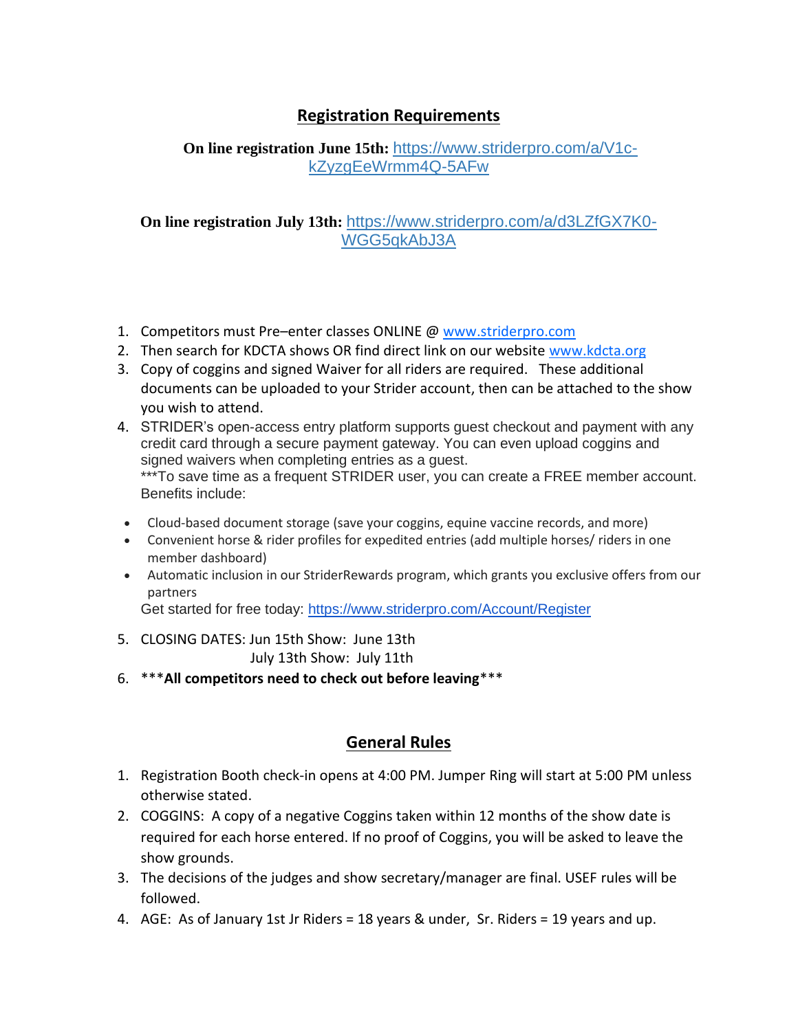## Registration Requirements

**On line registration June 15th:** [https://www.striderpro.com/a/V1c-kZyzgEeWrmm4Q-5AFw](https://www.striderpro.com/a/V1c-kZyzgEeWrmm4Q-5AFw)

**On line registration July 13th:** [https://www.striderpro.com/a/d3LZfGX7K0-WGG5qkAbJ3A](https://www.striderpro.com/a/d3LZfGX7K0-WGG5qkAbJ3A)

1. Competitors must Pre–enter classes ONLINE @ [www.striderpro.com](http://www.striderpro.com)
2. Then search for KDCTA shows OR find direct link on our website [www.kdcta.org](http://www.kdcta.org)
3. Copy of coggins and signed Waiver for all riders are required. These additional documents can be uploaded to your Strider account, then can be attached to the show you wish to attend.
4. STRIDER's open-access entry platform supports guest checkout and payment with any credit card through a secure payment gateway. You can even upload coggins and signed waivers when completing entries as a guest.
   ***To save time as a frequent STRIDER user, you can create a FREE member account. Benefits include:
   - Cloud-based document storage (save your coggins, equine vaccine records, and more)
   - Convenient horse & rider profiles for expedited entries (add multiple horses/ riders in one member dashboard)
   - Automatic inclusion in our StriderRewards program, which grants you exclusive offers from our partners

   Get started for free today: [https://www.striderpro.com/Account/Register](https://www.striderpro.com/Account/Register)
5. CLOSING DATES: Jun 15th Show: June 13th
   July 13th Show: July 11th
6. ***__All competitors need to check out before leaving__***

## General Rules

1. Registration Booth check-in opens at 4:00 PM. Jumper Ring will start at 5:00 PM unless otherwise stated.
2. COGGINS: A copy of a negative Coggins taken within 12 months of the show date is required for each horse entered. If no proof of Coggins, you will be asked to leave the show grounds.
3. The decisions of the judges and show secretary/manager are final. USEF rules will be followed.
4. AGE: As of January 1st Jr Riders = 18 years & under, Sr. Riders = 19 years and up.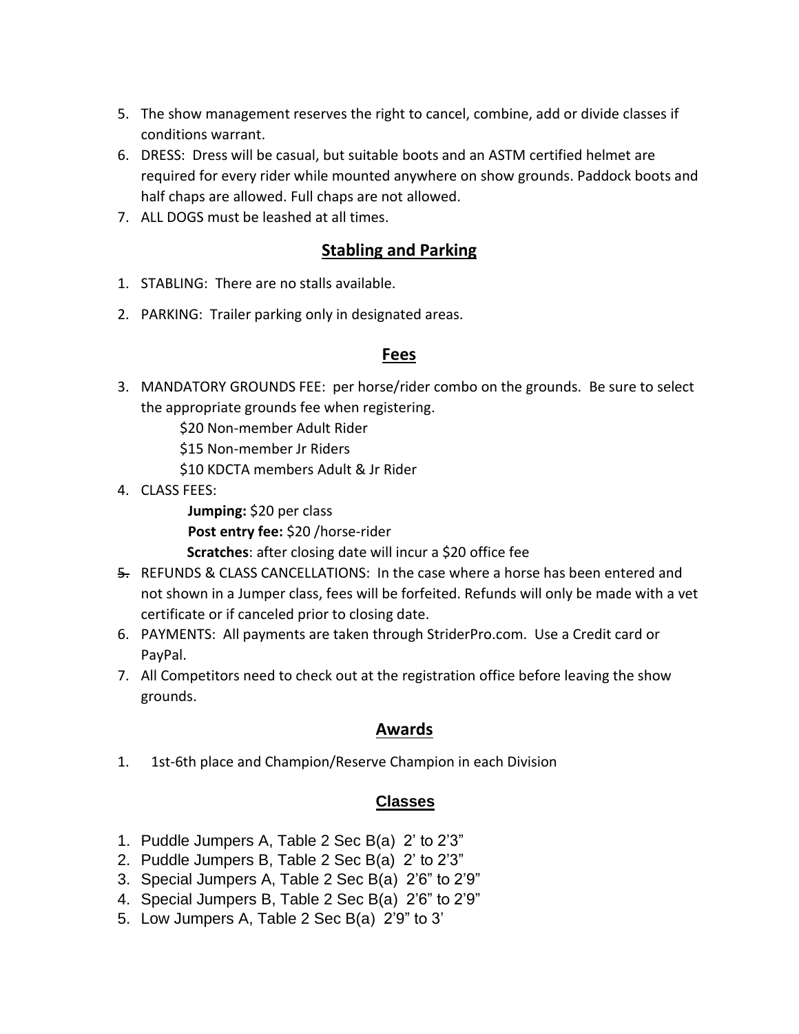5. The show management reserves the right to cancel, combine, add or divide classes if conditions warrant.
6. DRESS: Dress will be casual, but suitable boots and an ASTM certified helmet are required for every rider while mounted anywhere on show grounds. Paddock boots and half chaps are allowed. Full chaps are not allowed.
7. ALL DOGS must be leashed at all times.

## Stabling and Parking

1. STABLING: There are no stalls available.
2. PARKING: Trailer parking only in designated areas.

## Fees

3. MANDATORY GROUNDS FEE: per horse/rider combo on the grounds. Be sure to select the appropriate grounds fee when registering.
   - $20 Non-member Adult Rider
   - $15 Non-member Jr Riders
   - $10 KDCTA members Adult & Jr Rider
4. CLASS FEES:
   - **Jumping:** $20 per class
   - **Post entry fee:** $20 /horse-rider
   - **Scratches**: after closing date will incur a $20 office fee
5. REFUNDS & CLASS CANCELLATIONS: In the case where a horse has been entered and not shown in a Jumper class, fees will be forfeited. Refunds will only be made with a vet certificate or if canceled prior to closing date.
6. PAYMENTS: All payments are taken through StriderPro.com. Use a Credit card or PayPal.
7. All Competitors need to check out at the registration office before leaving the show grounds.

## Awards

1. 1st-6th place and Champion/Reserve Champion in each Division

## Classes

1. Puddle Jumpers A, Table 2 Sec B(a) 2' to 2'3"
2. Puddle Jumpers B, Table 2 Sec B(a) 2' to 2'3"
3. Special Jumpers A, Table 2 Sec B(a) 2'6" to 2'9"
4. Special Jumpers B, Table 2 Sec B(a) 2'6" to 2'9"
5. Low Jumpers A, Table 2 Sec B(a) 2'9" to 3'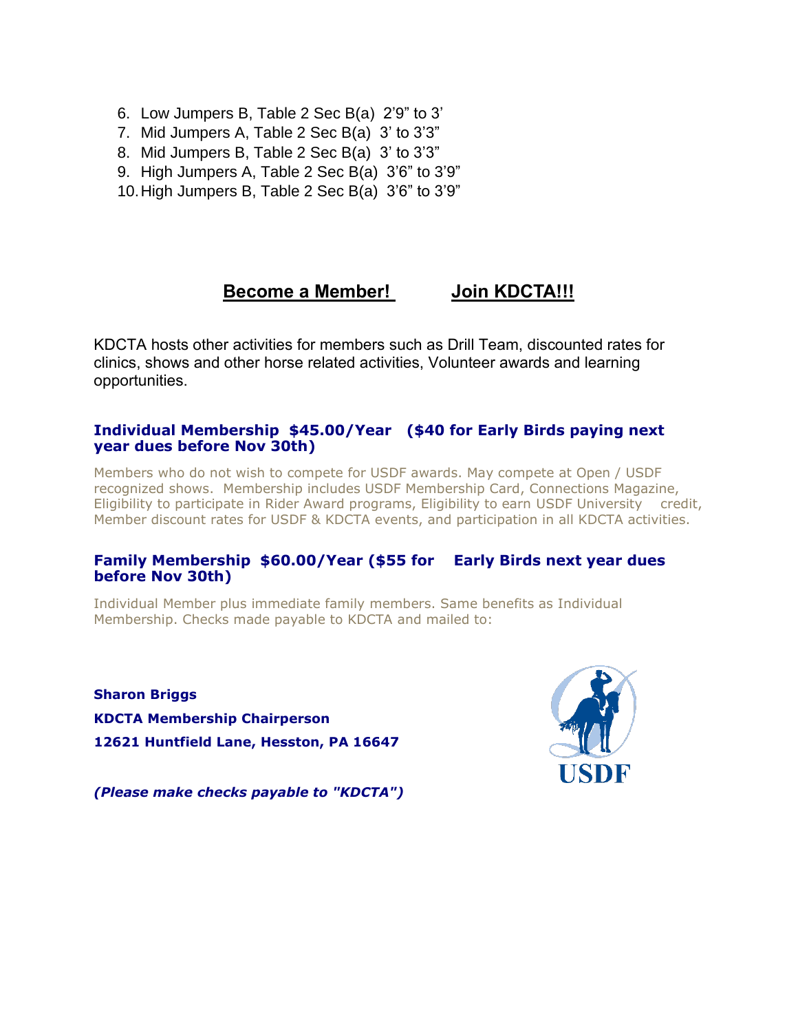6. Low Jumpers B, Table 2 Sec B(a) 2'9" to 3'
7. Mid Jumpers A, Table 2 Sec B(a) 3' to 3'3"
8. Mid Jumpers B, Table 2 Sec B(a) 3' to 3'3"
9. High Jumpers A, Table 2 Sec B(a) 3'6" to 3'9"
10. High Jumpers B, Table 2 Sec B(a) 3'6" to 3'9"

## Become a Member! Join KDCTA!!!

KDCTA hosts other activities for members such as Drill Team, discounted rates for clinics, shows and other horse related activities, Volunteer awards and learning opportunities.

**Individual Membership $45.00/Year ($40 for Early Birds paying next year dues before Nov 30th)**

Members who do not wish to compete for USDF awards. May compete at Open / USDF recognized shows. Membership includes USDF Membership Card, Connections Magazine, Eligibility to participate in Rider Award programs, Eligibility to earn USDF University credit, Member discount rates for USDF & KDCTA events, and participation in all KDCTA activities.

**Family Membership $60.00/Year ($55 for Early Birds next year dues before Nov 30th)**

Individual Member plus immediate family members. Same benefits as Individual Membership. Checks made payable to KDCTA and mailed to:

**Sharon Briggs**

**KDCTA Membership Chairperson**

**12621 Huntfield Lane, Hesston, PA 16647**

***(Please make checks payable to "KDCTA")***

USDF